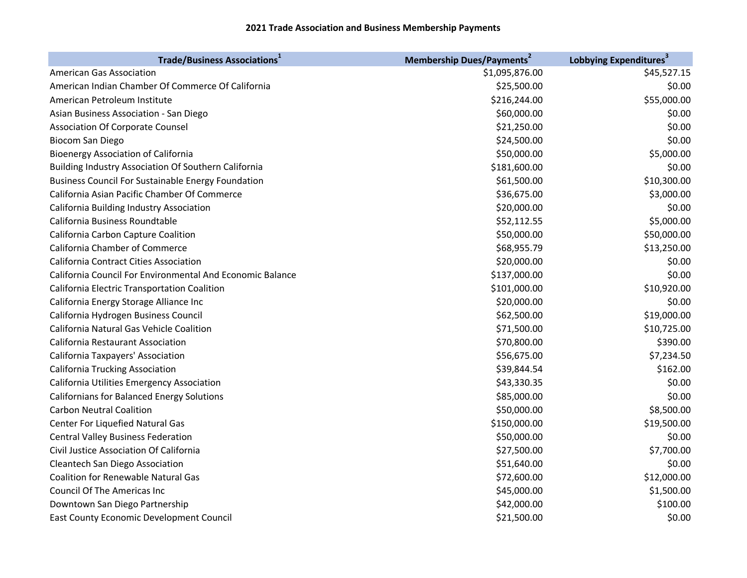# 2021 Trade Association and Business Membership Payments

| Trade/Business Associations[1] | Membership Dues/Payments[2] | Lobbying Expenditures[3] |
|---|---|---|
| American Gas Association | $1,095,876.00 | $45,527.15 |
| American Indian Chamber Of Commerce Of California | $25,500.00 | $0.00 |
| American Petroleum Institute | $216,244.00 | $55,000.00 |
| Asian Business Association - San Diego | $60,000.00 | $0.00 |
| Association Of Corporate Counsel | $21,250.00 | $0.00 |
| Biocom San Diego | $24,500.00 | $0.00 |
| Bioenergy Association of California | $50,000.00 | $5,000.00 |
| Building Industry Association Of Southern California | $181,600.00 | $0.00 |
| Business Council For Sustainable Energy Foundation | $61,500.00 | $10,300.00 |
| California Asian Pacific Chamber Of Commerce | $36,675.00 | $3,000.00 |
| California Building Industry Association | $20,000.00 | $0.00 |
| California Business Roundtable | $52,112.55 | $5,000.00 |
| California Carbon Capture Coalition | $50,000.00 | $50,000.00 |
| California Chamber of Commerce | $68,955.79 | $13,250.00 |
| California Contract Cities Association | $20,000.00 | $0.00 |
| California Council For Environmental And Economic Balance | $137,000.00 | $0.00 |
| California Electric Transportation Coalition | $101,000.00 | $10,920.00 |
| California Energy Storage Alliance Inc | $20,000.00 | $0.00 |
| California Hydrogen Business Council | $62,500.00 | $19,000.00 |
| California Natural Gas Vehicle Coalition | $71,500.00 | $10,725.00 |
| California Restaurant Association | $70,800.00 | $390.00 |
| California Taxpayers' Association | $56,675.00 | $7,234.50 |
| California Trucking Association | $39,844.54 | $162.00 |
| California Utilities Emergency Association | $43,330.35 | $0.00 |
| Californians for Balanced Energy Solutions | $85,000.00 | $0.00 |
| Carbon Neutral Coalition | $50,000.00 | $8,500.00 |
| Center For Liquefied Natural Gas | $150,000.00 | $19,500.00 |
| Central Valley Business Federation | $50,000.00 | $0.00 |
| Civil Justice Association Of California | $27,500.00 | $7,700.00 |
| Cleantech San Diego Association | $51,640.00 | $0.00 |
| Coalition for Renewable Natural Gas | $72,600.00 | $12,000.00 |
| Council Of The Americas Inc | $45,000.00 | $1,500.00 |
| Downtown San Diego Partnership | $42,000.00 | $100.00 |
| East County Economic Development Council | $21,500.00 | $0.00 |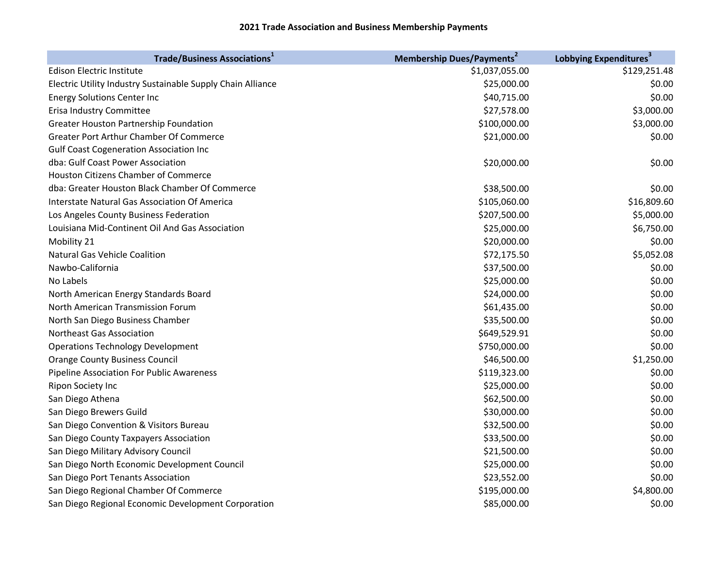**2021 Trade Association and Business Membership Payments**

| Trade/Business Associations[1] | Membership Dues/Payments[2] | Lobbying Expenditures[3] |
|---|---|---|
| Edison Electric Institute | $1,037,055.00 | $129,251.48 |
| Electric Utility Industry Sustainable Supply Chain Alliance | $25,000.00 | $0.00 |
| Energy Solutions Center Inc | $40,715.00 | $0.00 |
| Erisa Industry Committee | $27,578.00 | $3,000.00 |
| Greater Houston Partnership Foundation | $100,000.00 | $3,000.00 |
| Greater Port Arthur Chamber Of Commerce | $21,000.00 | $0.00 |
| Gulf Coast Cogeneration Association Inc dba: Gulf Coast Power Association | $20,000.00 | $0.00 |
| Houston Citizens Chamber of Commerce dba: Greater Houston Black Chamber Of Commerce | $38,500.00 | $0.00 |
| Interstate Natural Gas Association Of America | $105,060.00 | $16,809.60 |
| Los Angeles County Business Federation | $207,500.00 | $5,000.00 |
| Louisiana Mid-Continent Oil And Gas Association | $25,000.00 | $6,750.00 |
| Mobility 21 | $20,000.00 | $0.00 |
| Natural Gas Vehicle Coalition | $72,175.50 | $5,052.08 |
| Nawbo-California | $37,500.00 | $0.00 |
| No Labels | $25,000.00 | $0.00 |
| North American Energy Standards Board | $24,000.00 | $0.00 |
| North American Transmission Forum | $61,435.00 | $0.00 |
| North San Diego Business Chamber | $35,500.00 | $0.00 |
| Northeast Gas Association | $649,529.91 | $0.00 |
| Operations Technology Development | $750,000.00 | $0.00 |
| Orange County Business Council | $46,500.00 | $1,250.00 |
| Pipeline Association For Public Awareness | $119,323.00 | $0.00 |
| Ripon Society Inc | $25,000.00 | $0.00 |
| San Diego Athena | $62,500.00 | $0.00 |
| San Diego Brewers Guild | $30,000.00 | $0.00 |
| San Diego Convention & Visitors Bureau | $32,500.00 | $0.00 |
| San Diego County Taxpayers Association | $33,500.00 | $0.00 |
| San Diego Military Advisory Council | $21,500.00 | $0.00 |
| San Diego North Economic Development Council | $25,000.00 | $0.00 |
| San Diego Port Tenants Association | $23,552.00 | $0.00 |
| San Diego Regional Chamber Of Commerce | $195,000.00 | $4,800.00 |
| San Diego Regional Economic Development Corporation | $85,000.00 | $0.00 |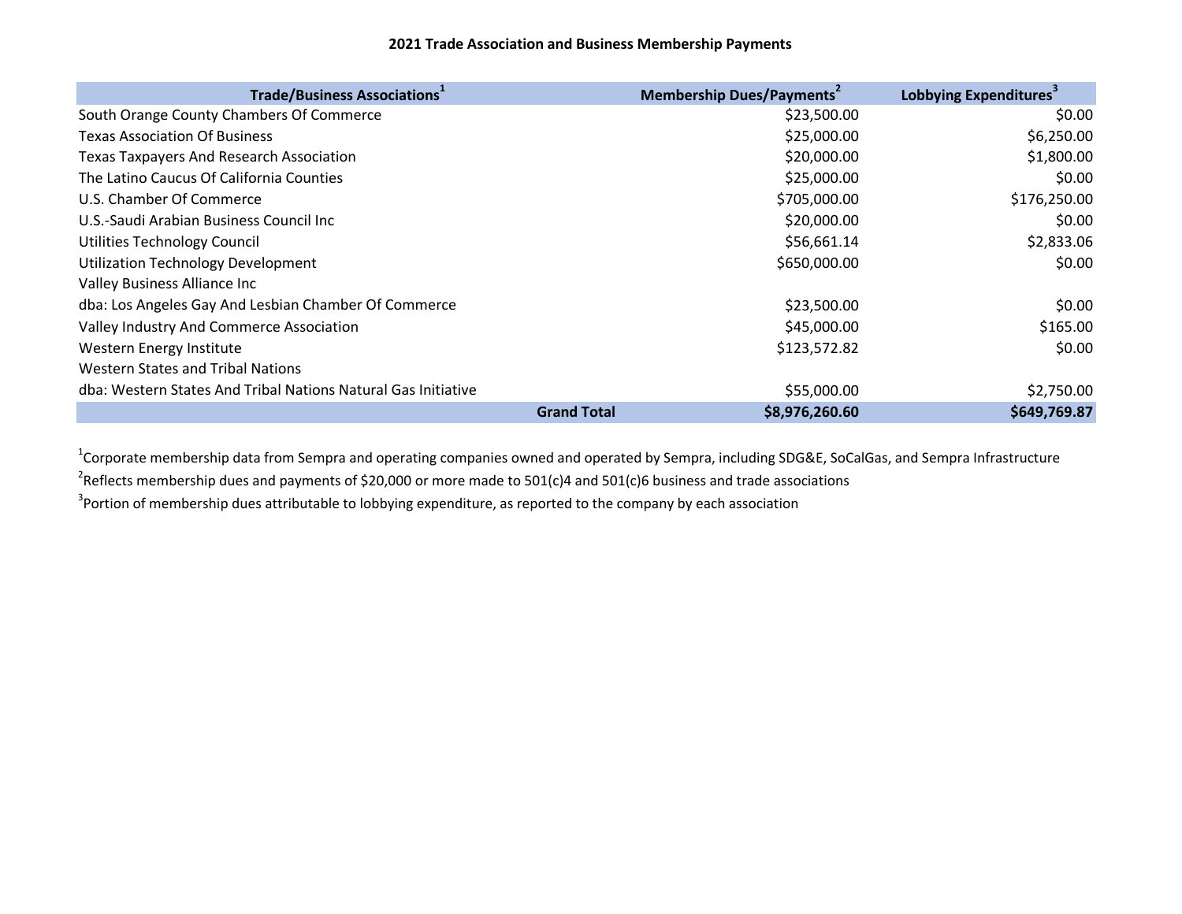**2021 Trade Association and Business Membership Payments**

| Trade/Business Associations[1] | Membership Dues/Payments[2] | Lobbying Expenditures[3] |
|---|---|---|
| South Orange County Chambers Of Commerce | $23,500.00 | $0.00 |
| Texas Association Of Business | $25,000.00 | $6,250.00 |
| Texas Taxpayers And Research Association | $20,000.00 | $1,800.00 |
| The Latino Caucus Of California Counties | $25,000.00 | $0.00 |
| U.S. Chamber Of Commerce | $705,000.00 | $176,250.00 |
| U.S.-Saudi Arabian Business Council Inc | $20,000.00 | $0.00 |
| Utilities Technology Council | $56,661.14 | $2,833.06 |
| Utilization Technology Development | $650,000.00 | $0.00 |
| Valley Business Alliance Inc dba: Los Angeles Gay And Lesbian Chamber Of Commerce | $23,500.00 | $0.00 |
| Valley Industry And Commerce Association | $45,000.00 | $165.00 |
| Western Energy Institute | $123,572.82 | $0.00 |
| Western States and Tribal Nations dba: Western States And Tribal Nations Natural Gas Initiative | $55,000.00 | $2,750.00 |
| **Grand Total** | **$8,976,260.60** | **$649,769.87** |

[1]Corporate membership data from Sempra and operating companies owned and operated by Sempra, including SDG&E, SoCalGas, and Sempra Infrastructure

[2]Reflects membership dues and payments of $20,000 or more made to 501(c)4 and 501(c)6 business and trade associations

[3]Portion of membership dues attributable to lobbying expenditure, as reported to the company by each association